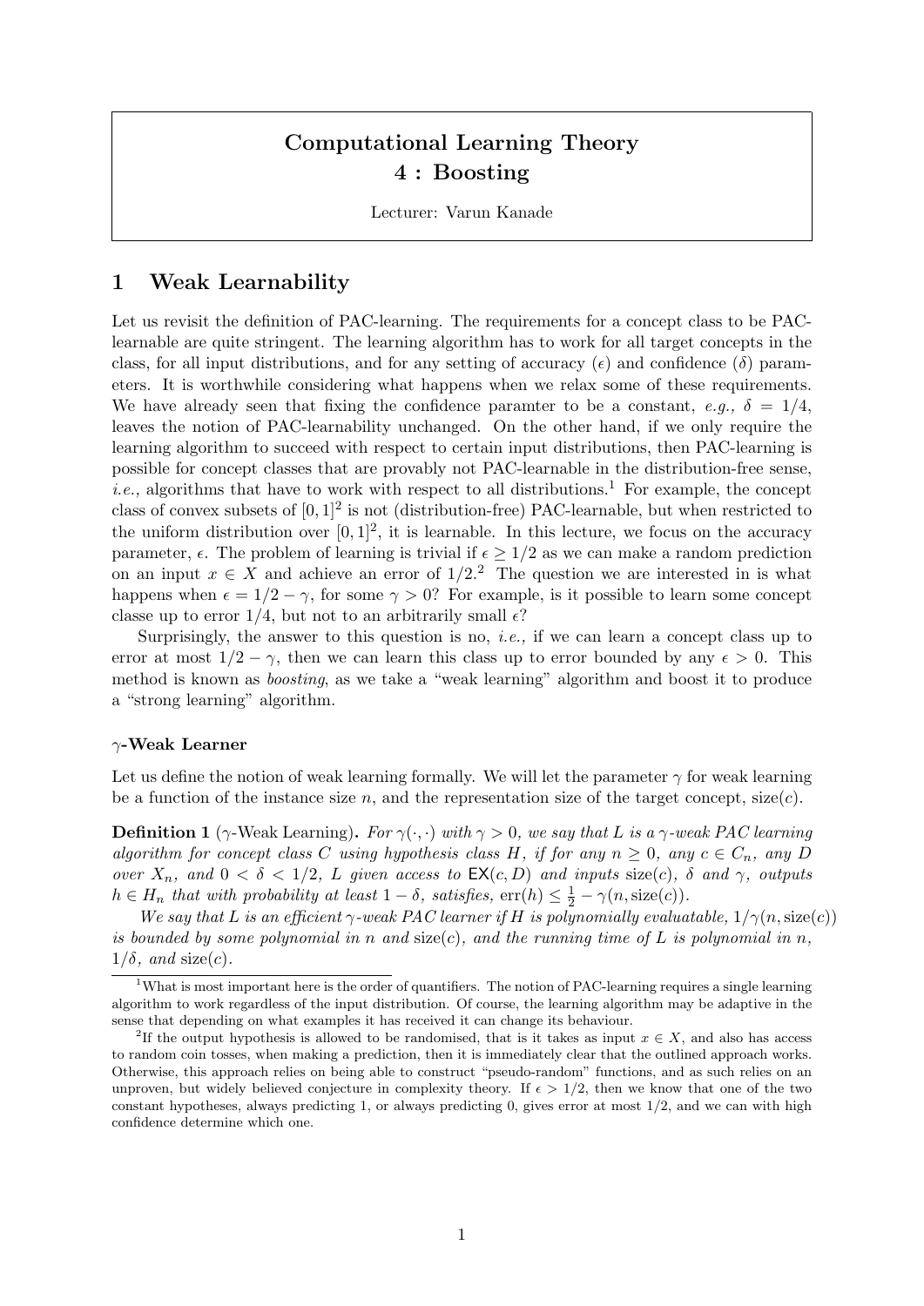# Computational Learning Theory
## 4 : Boosting

Lecturer: Varun Kanade

## 1 Weak Learnability

Let us revisit the definition of PAC-learning. The requirements for a concept class to be PAC-learnable are quite stringent. The learning algorithm has to work for all target concepts in the class, for all input distributions, and for any setting of accuracy ($\epsilon$) and confidence ($\delta$) parameters. It is worthwhile considering what happens when we relax some of these requirements. We have already seen that fixing the confidence paramter to be a constant, *e.g.,* $\delta = 1/4$, leaves the notion of PAC-learnability unchanged. On the other hand, if we only require the learning algorithm to succeed with respect to certain input distributions, then PAC-learning is possible for concept classes that are provably not PAC-learnable in the distribution-free sense, *i.e.,* algorithms that have to work with respect to all distributions.[1] For example, the concept class of convex subsets of $[0, 1]^2$ is not (distribution-free) PAC-learnable, but when restricted to the uniform distribution over $[0, 1]^2$, it is learnable. In this lecture, we focus on the accuracy parameter, $\epsilon$. The problem of learning is trivial if $\epsilon \geq 1/2$ as we can make a random prediction on an input $x \in X$ and achieve an error of $1/2$.[2] The question we are interested in is what happens when $\epsilon = 1/2 - \gamma$, for some $\gamma > 0$? For example, is it possible to learn some concept classe up to error $1/4$, but not to an arbitrarily small $\epsilon$?

Surprisingly, the answer to this question is no, *i.e.,* if we can learn a concept class up to error at most $1/2 - \gamma$, then we can learn this class up to error bounded by any $\epsilon > 0$. This method is known as *boosting*, as we take a "weak learning" algorithm and boost it to produce a "strong learning" algorithm.

#### $\gamma$-Weak Learner

Let us define the notion of weak learning formally. We will let the parameter $\gamma$ for weak learning be a function of the instance size $n$, and the representation size of the target concept, size$(c)$.

**Definition 1** ($\gamma$-Weak Learning)**.** *For $\gamma(\cdot, \cdot)$ with $\gamma > 0$, we say that $L$ is a $\gamma$-weak PAC learning algorithm for concept class $C$ using hypothesis class $H$, if for any $n \geq 0$, any $c \in C_n$, any $D$ over $X_n$, and $0 < \delta < 1/2$, $L$ given access to $\mathsf{EX}(c, D)$ and inputs size$(c)$, $\delta$ and $\gamma$, outputs $h \in H_n$ that with probability at least $1 - \delta$, satisfies, $\mathrm{err}(h) \leq \frac{1}{2} - \gamma(n, \mathrm{size}(c))$.*

*We say that $L$ is an efficient $\gamma$-weak PAC learner if $H$ is polynomially evaluatable, $1/\gamma(n, \mathrm{size}(c))$ is bounded by some polynomial in $n$ and size$(c)$, and the running time of $L$ is polynomial in $n$, $1/\delta$, and size$(c)$.*

---

[1] What is most important here is the order of quantifiers. The notion of PAC-learning requires a single learning algorithm to work regardless of the input distribution. Of course, the learning algorithm may be adaptive in the sense that depending on what examples it has received it can change its behaviour.

[2] If the output hypothesis is allowed to be randomised, that is it takes as input $x \in X$, and also has access to random coin tosses, when making a prediction, then it is immediately clear that the outlined approach works. Otherwise, this approach relies on being able to construct "pseudo-random" functions, and as such relies on an unproven, but widely believed conjecture in complexity theory. If $\epsilon > 1/2$, then we know that one of the two constant hypotheses, always predicting 1, or always predicting 0, gives error at most $1/2$, and we can with high confidence determine which one.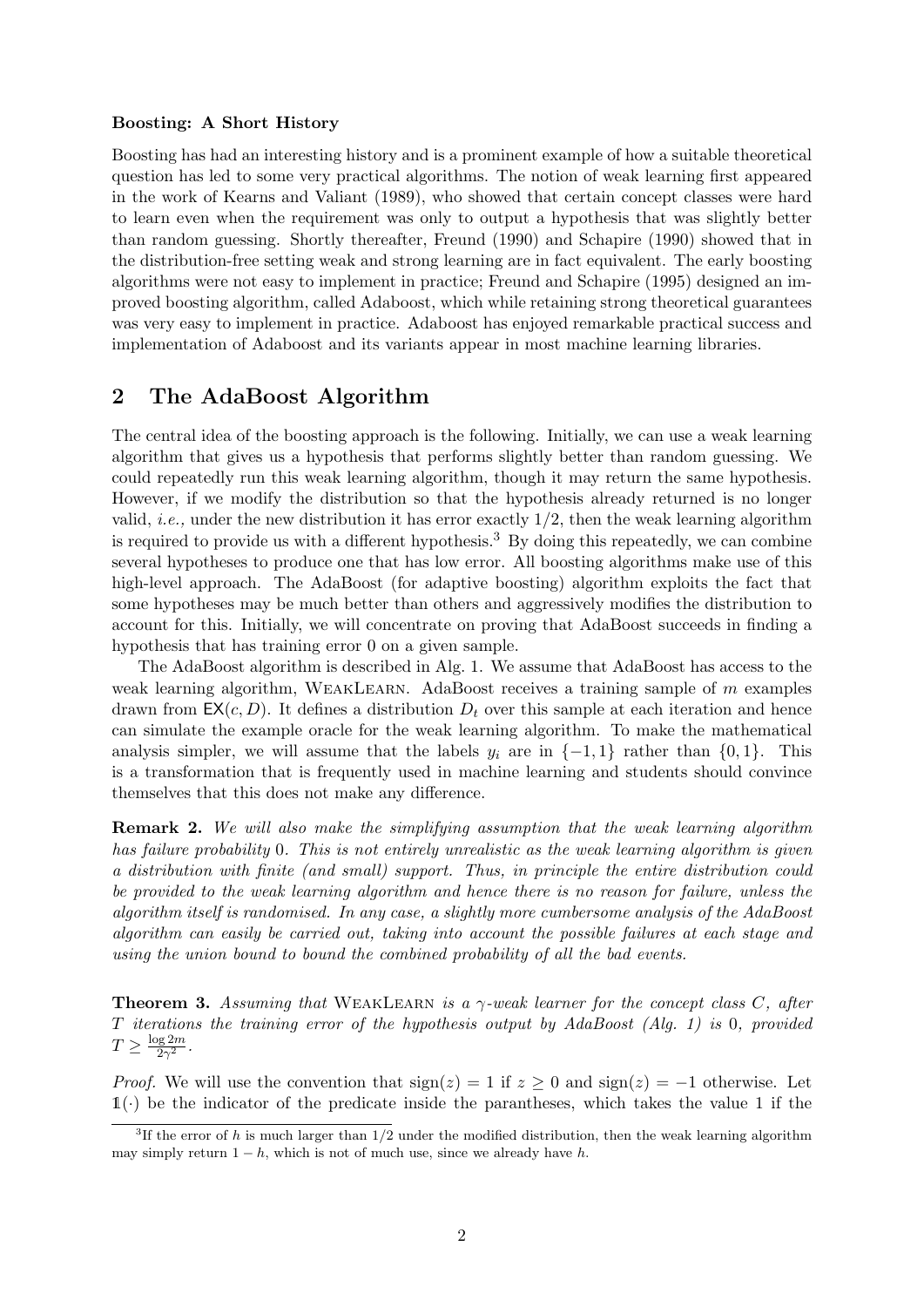**Boosting: A Short History**

Boosting has had an interesting history and is a prominent example of how a suitable theoretical question has led to some very practical algorithms. The notion of weak learning first appeared in the work of Kearns and Valiant (1989), who showed that certain concept classes were hard to learn even when the requirement was only to output a hypothesis that was slightly better than random guessing. Shortly thereafter, Freund (1990) and Schapire (1990) showed that in the distribution-free setting weak and strong learning are in fact equivalent. The early boosting algorithms were not easy to implement in practice; Freund and Schapire (1995) designed an improved boosting algorithm, called Adaboost, which while retaining strong theoretical guarantees was very easy to implement in practice. Adaboost has enjoyed remarkable practical success and implementation of Adaboost and its variants appear in most machine learning libraries.

## 2 The AdaBoost Algorithm

The central idea of the boosting approach is the following. Initially, we can use a weak learning algorithm that gives us a hypothesis that performs slightly better than random guessing. We could repeatedly run this weak learning algorithm, though it may return the same hypothesis. However, if we modify the distribution so that the hypothesis already returned is no longer valid, *i.e.,* under the new distribution it has error exactly $1/2$, then the weak learning algorithm is required to provide us with a different hypothesis.[3] By doing this repeatedly, we can combine several hypotheses to produce one that has low error. All boosting algorithms make use of this high-level approach. The AdaBoost (for adaptive boosting) algorithm exploits the fact that some hypotheses may be much better than others and aggressively modifies the distribution to account for this. Initially, we will concentrate on proving that AdaBoost succeeds in finding a hypothesis that has training error 0 on a given sample.

The AdaBoost algorithm is described in Alg. 1. We assume that AdaBoost has access to the weak learning algorithm, WeakLearn. AdaBoost receives a training sample of $m$ examples drawn from $\mathsf{EX}(c, D)$. It defines a distribution $D_t$ over this sample at each iteration and hence can simulate the example oracle for the weak learning algorithm. To make the mathematical analysis simpler, we will assume that the labels $y_i$ are in $\{-1, 1\}$ rather than $\{0, 1\}$. This is a transformation that is frequently used in machine learning and students should convince themselves that this does not make any difference.

**Remark 2.** *We will also make the simplifying assumption that the weak learning algorithm has failure probability* 0*. This is not entirely unrealistic as the weak learning algorithm is given a distribution with finite (and small) support. Thus, in principle the entire distribution could be provided to the weak learning algorithm and hence there is no reason for failure, unless the algorithm itself is randomised. In any case, a slightly more cumbersome analysis of the AdaBoost algorithm can easily be carried out, taking into account the possible failures at each stage and using the union bound to bound the combined probability of all the bad events.*

**Theorem 3.** *Assuming that* WeakLearn *is a $\gamma$-weak learner for the concept class $C$, after $T$ iterations the training error of the hypothesis output by AdaBoost (Alg. 1) is* 0*, provided* $T \geq \frac{\log 2m}{2\gamma^2}$.

*Proof.* We will use the convention that $\text{sign}(z) = 1$ if $z \geq 0$ and $\text{sign}(z) = -1$ otherwise. Let $\mathbb{1}(\cdot)$ be the indicator of the predicate inside the parantheses, which takes the value 1 if the

[3] If the error of $h$ is much larger than $1/2$ under the modified distribution, then the weak learning algorithm may simply return $1 - h$, which is not of much use, since we already have $h$.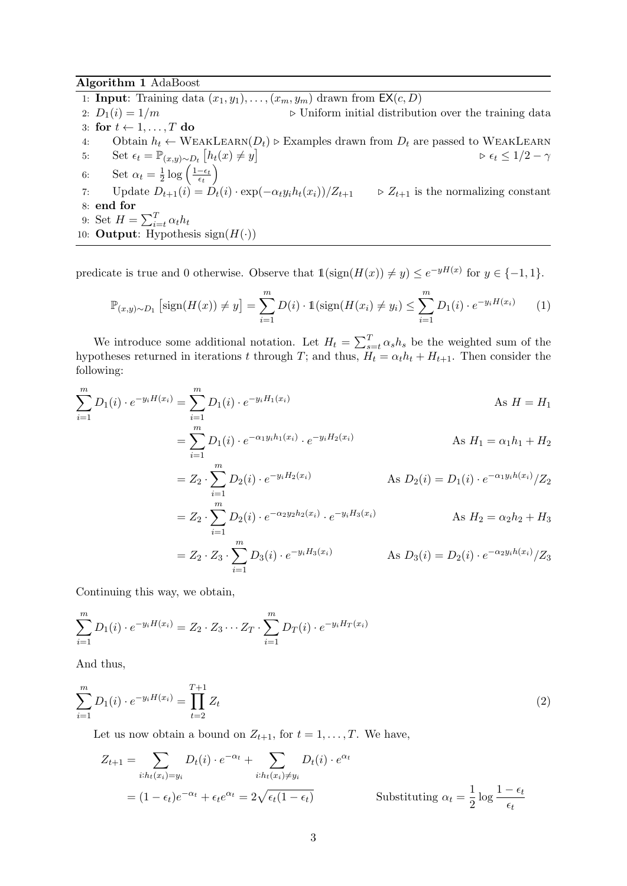**Algorithm 1** AdaBoost

1: **Input**: Training data $(x_1, y_1), \ldots, (x_m, y_m)$ drawn from $\mathsf{EX}(c, D)$
2: $D_1(i) = 1/m$ $\triangleright$ Uniform initial distribution over the training data
3: **for** $t \leftarrow 1, \ldots, T$ **do**
4: Obtain $h_t \leftarrow$ WeakLearn$(D_t)$ $\triangleright$ Examples drawn from $D_t$ are passed to WeakLearn
5: Set $\epsilon_t = \mathbb{P}_{(x,y)\sim D_t}\left[h_t(x) \neq y\right]$ $\triangleright$ $\epsilon_t \leq 1/2 - \gamma$
6: Set $\alpha_t = \frac{1}{2}\log\left(\frac{1-\epsilon_t}{\epsilon_t}\right)$
7: Update $D_{t+1}(i) = D_t(i) \cdot \exp(-\alpha_t y_i h_t(x_i))/Z_{t+1}$ $\triangleright$ $Z_{t+1}$ is the normalizing constant
8: **end for**
9: Set $H = \sum_{i=t}^{T} \alpha_t h_t$
10: **Output**: Hypothesis $\mathrm{sign}(H(\cdot))$

predicate is true and 0 otherwise. Observe that $\mathbb{1}(\mathrm{sign}(H(x)) \neq y) \leq e^{-yH(x)}$ for $y \in \{-1, 1\}$.

$$\mathbb{P}_{(x,y)\sim D_1}\left[\mathrm{sign}(H(x)) \neq y\right] = \sum_{i=1}^{m} D(i) \cdot \mathbb{1}(\mathrm{sign}(H(x_i) \neq y_i) \leq \sum_{i=1}^{m} D_1(i) \cdot e^{-y_i H(x_i)} \tag{1}$$

We introduce some additional notation. Let $H_t = \sum_{s=t}^{T} \alpha_s h_s$ be the weighted sum of the hypotheses returned in iterations $t$ through $T$; and thus, $H_t = \alpha_t h_t + H_{t+1}$. Then consider the following:

$$\begin{aligned}
\sum_{i=1}^{m} D_1(i) \cdot e^{-y_i H(x_i)} &= \sum_{i=1}^{m} D_1(i) \cdot e^{-y_i H_1(x_i)} && \text{As } H = H_1 \\
&= \sum_{i=1}^{m} D_1(i) \cdot e^{-\alpha_1 y_i h_1(x_i)} \cdot e^{-y_i H_2(x_i)} && \text{As } H_1 = \alpha_1 h_1 + H_2 \\
&= Z_2 \cdot \sum_{i=1}^{m} D_2(i) \cdot e^{-y_i H_2(x_i)} && \text{As } D_2(i) = D_1(i) \cdot e^{-\alpha_1 y_i h(x_i)}/Z_2 \\
&= Z_2 \cdot \sum_{i=1}^{m} D_2(i) \cdot e^{-\alpha_2 y_2 h_2(x_i)} \cdot e^{-y_i H_3(x_i)} && \text{As } H_2 = \alpha_2 h_2 + H_3 \\
&= Z_2 \cdot Z_3 \cdot \sum_{i=1}^{m} D_3(i) \cdot e^{-y_i H_3(x_i)} && \text{As } D_3(i) = D_2(i) \cdot e^{-\alpha_2 y_i h(x_i)}/Z_3
\end{aligned}$$

Continuing this way, we obtain,

$$\sum_{i=1}^{m} D_1(i) \cdot e^{-y_i H(x_i)} = Z_2 \cdot Z_3 \cdots Z_T \cdot \sum_{i=1}^{m} D_T(i) \cdot e^{-y_i H_T(x_i)}$$

And thus,

$$\sum_{i=1}^{m} D_1(i) \cdot e^{-y_i H(x_i)} = \prod_{t=2}^{T+1} Z_t \tag{2}$$

Let us now obtain a bound on $Z_{t+1}$, for $t = 1, \ldots, T$. We have,

$$\begin{aligned}
Z_{t+1} &= \sum_{i:h_t(x_i)=y_i} D_t(i) \cdot e^{-\alpha_t} + \sum_{i:h_t(x_i)\neq y_i} D_t(i) \cdot e^{\alpha_t} \\
&= (1-\epsilon_t)e^{-\alpha_t} + \epsilon_t e^{\alpha_t} = 2\sqrt{\epsilon_t(1-\epsilon_t)} && \text{Substituting } \alpha_t = \frac{1}{2}\log\frac{1-\epsilon_t}{\epsilon_t}
\end{aligned}$$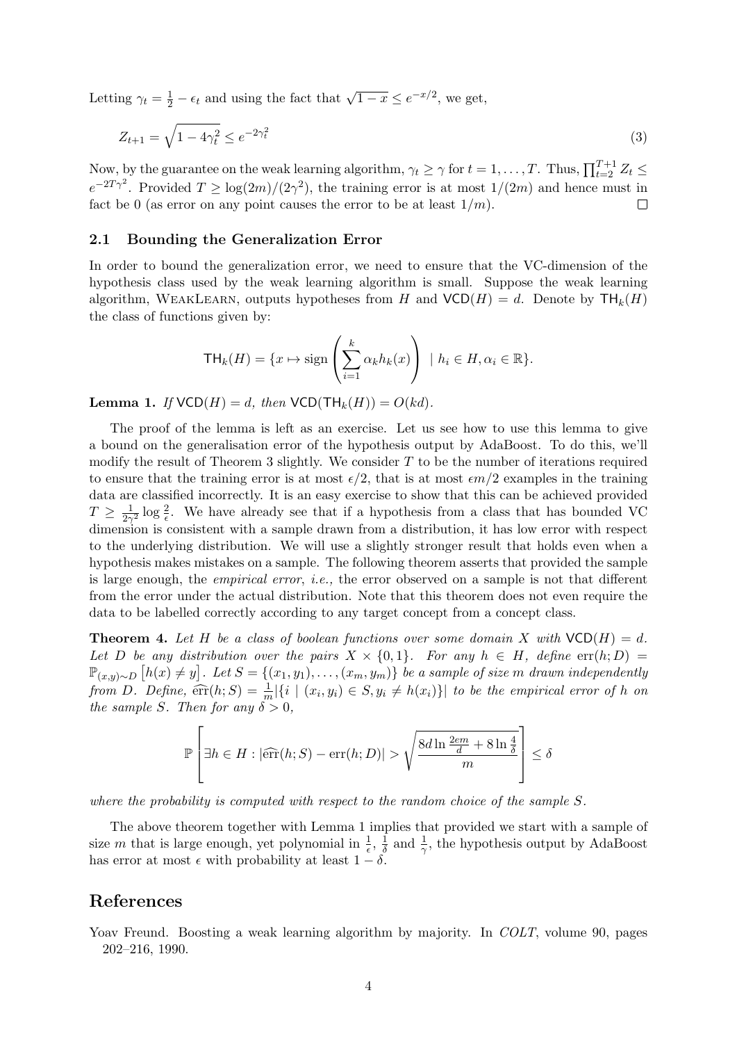Letting $\gamma_t = \frac{1}{2} - \epsilon_t$ and using the fact that $\sqrt{1-x} \leq e^{-x/2}$, we get,

$$Z_{t+1} = \sqrt{1 - 4\gamma_t^2} \leq e^{-2\gamma_t^2} \tag{3}$$

Now, by the guarantee on the weak learning algorithm, $\gamma_t \geq \gamma$ for $t = 1, \ldots, T$. Thus, $\prod_{t=2}^{T+1} Z_t \leq e^{-2T\gamma^2}$. Provided $T \geq \log(2m)/(2\gamma^2)$, the training error is at most $1/(2m)$ and hence must in fact be 0 (as error on any point causes the error to be at least $1/m$). □

## 2.1 Bounding the Generalization Error

In order to bound the generalization error, we need to ensure that the VC-dimension of the hypothesis class used by the weak learning algorithm is small. Suppose the weak learning algorithm, WeakLearn, outputs hypotheses from $H$ and $\mathsf{VCD}(H) = d$. Denote by $\mathsf{TH}_k(H)$ the class of functions given by:

$$\mathsf{TH}_k(H) = \{x \mapsto \text{sign}\left(\sum_{i=1}^{k} \alpha_k h_k(x)\right) \mid h_i \in H, \alpha_i \in \mathbb{R}\}.$$

**Lemma 1.** *If $\mathsf{VCD}(H) = d$, then $\mathsf{VCD}(\mathsf{TH}_k(H)) = O(kd)$.*

The proof of the lemma is left as an exercise. Let us see how to use this lemma to give a bound on the generalisation error of the hypothesis output by AdaBoost. To do this, we'll modify the result of Theorem 3 slightly. We consider $T$ to be the number of iterations required to ensure that the training error is at most $\epsilon/2$, that is at most $\epsilon m/2$ examples in the training data are classified incorrectly. It is an easy exercise to show that this can be achieved provided $T \geq \frac{1}{2\gamma^2} \log \frac{2}{\epsilon}$. We have already see that if a hypothesis from a class that has bounded VC dimension is consistent with a sample drawn from a distribution, it has low error with respect to the underlying distribution. We will use a slightly stronger result that holds even when a hypothesis makes mistakes on a sample. The following theorem asserts that provided the sample is large enough, the *empirical error*, *i.e.*, the error observed on a sample is not that different from the error under the actual distribution. Note that this theorem does not even require the data to be labelled correctly according to any target concept from a concept class.

**Theorem 4.** *Let $H$ be a class of boolean functions over some domain $X$ with $\mathsf{VCD}(H) = d$. Let $D$ be any distribution over the pairs $X \times \{0, 1\}$. For any $h \in H$, define $\text{err}(h; D) = \mathbb{P}_{(x,y)\sim D}\left[h(x) \neq y\right]$. Let $S = \{(x_1, y_1), \ldots, (x_m, y_m)\}$ be a sample of size $m$ drawn independently from $D$. Define, $\widehat{\text{err}}(h; S) = \frac{1}{m}|\{i \mid (x_i, y_i) \in S, y_i \neq h(x_i)\}|$ to be the empirical error of $h$ on the sample $S$. Then for any $\delta > 0$,*

$$\mathbb{P}\left[\exists h \in H : |\widehat{\text{err}}(h; S) - \text{err}(h; D)| > \sqrt{\frac{8d \ln \frac{2em}{d} + 8 \ln \frac{4}{\delta}}{m}}\right] \leq \delta$$

*where the probability is computed with respect to the random choice of the sample $S$.*

The above theorem together with Lemma 1 implies that provided we start with a sample of size $m$ that is large enough, yet polynomial in $\frac{1}{\epsilon}$, $\frac{1}{\delta}$ and $\frac{1}{\gamma}$, the hypothesis output by AdaBoost has error at most $\epsilon$ with probability at least $1 - \delta$.

# References

Yoav Freund. Boosting a weak learning algorithm by majority. In *COLT*, volume 90, pages 202–216, 1990.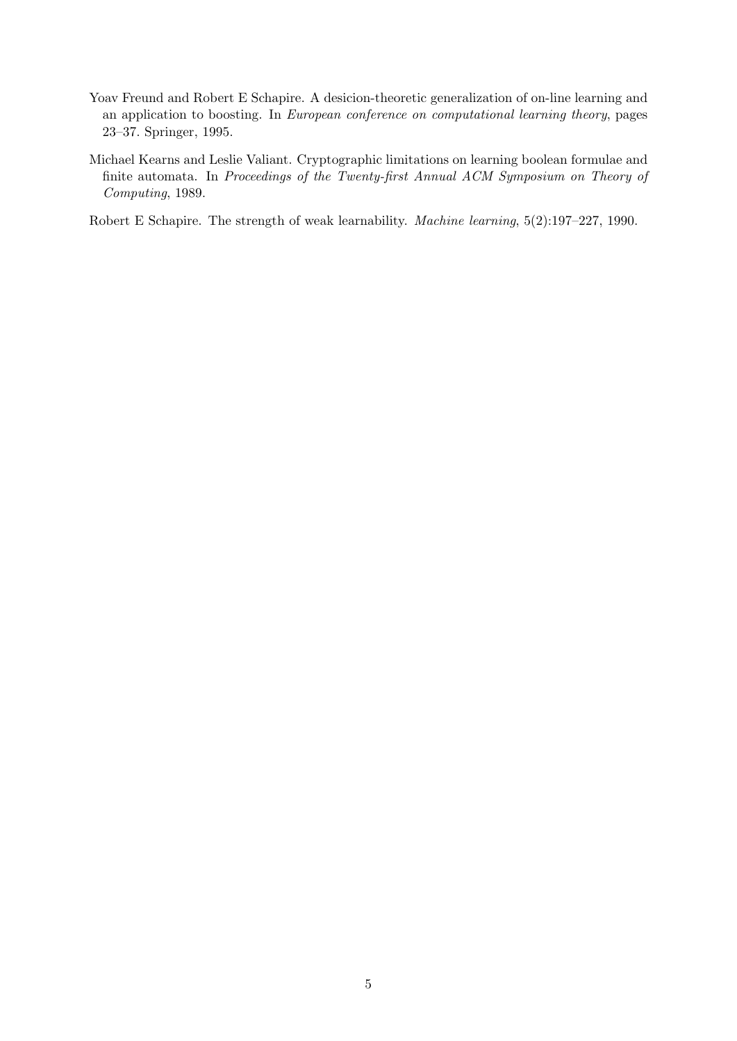Yoav Freund and Robert E Schapire. A desicion-theoretic generalization of on-line learning and an application to boosting. In *European conference on computational learning theory*, pages 23–37. Springer, 1995.

Michael Kearns and Leslie Valiant. Cryptographic limitations on learning boolean formulae and finite automata. In *Proceedings of the Twenty-first Annual ACM Symposium on Theory of Computing*, 1989.

Robert E Schapire. The strength of weak learnability. *Machine learning*, 5(2):197–227, 1990.